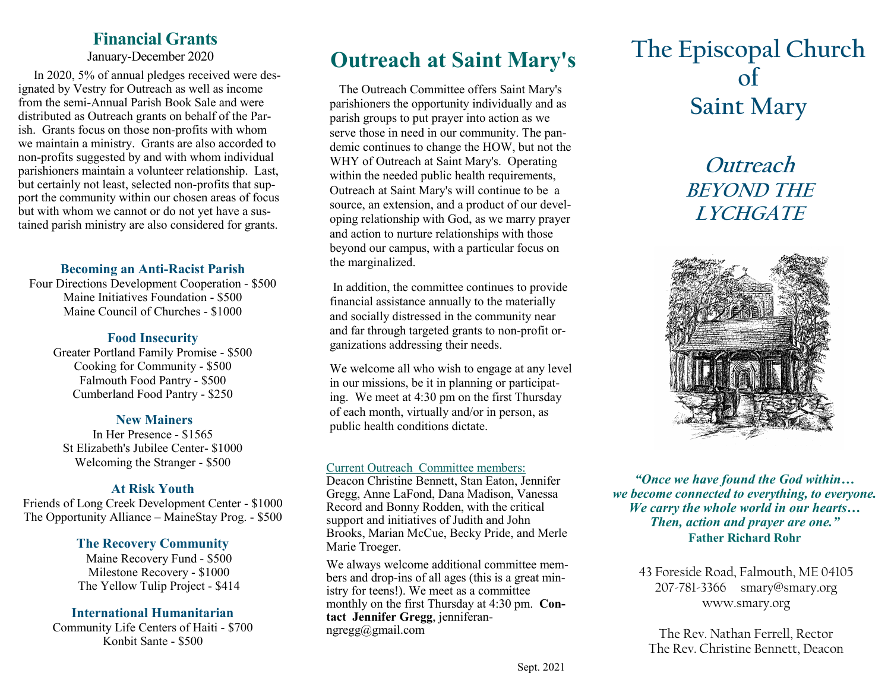## Financial Grants

January-December 2020

In 2020, 5% of annual pledges received were designated by Vestry for Outreach as well as income from the semi-Annual Parish Book Sale and were distributed as Outreach grants on behalf of the Parish. Grants focus on those non-profits with whom we maintain a ministry. Grants are also accorded to non-profits suggested by and with whom individual parishioners maintain a volunteer relationship. Last, but certainly not least, selected non-profits that support the community within our chosen areas of focus but with whom we cannot or do not yet have a sustained parish ministry are also considered for grants.

### Becoming an Anti-Racist Parish

Four Directions Development Cooperation - $500
Maine Initiatives Foundation - $500
Maine Council of Churches - $1000

### Food Insecurity

Greater Portland Family Promise - $500
Cooking for Community - $500
Falmouth Food Pantry - $500
Cumberland Food Pantry - $250

### New Mainers

In Her Presence - $1565
St Elizabeth's Jubilee Center- $1000
Welcoming the Stranger - $500

### At Risk Youth

Friends of Long Creek Development Center - $1000
The Opportunity Alliance – MaineStay Prog. - $500

### The Recovery Community

Maine Recovery Fund - $500
Milestone Recovery - $1000
The Yellow Tulip Project - $414

### International Humanitarian

Community Life Centers of Haiti - $700
Konbit Sante - $500

## Outreach at Saint Mary's

The Outreach Committee offers Saint Mary's parishioners the opportunity individually and as parish groups to put prayer into action as we serve those in need in our community. The pandemic continues to change the HOW, but not the WHY of Outreach at Saint Mary's. Operating within the needed public health requirements, Outreach at Saint Mary's will continue to be a source, an extension, and a product of our developing relationship with God, as we marry prayer and action to nurture relationships with those beyond our campus, with a particular focus on the marginalized.

In addition, the committee continues to provide financial assistance annually to the materially and socially distressed in the community near and far through targeted grants to non-profit organizations addressing their needs.

We welcome all who wish to engage at any level in our missions, be it in planning or participating. We meet at 4:30 pm on the first Thursday of each month, virtually and/or in person, as public health conditions dictate.

Current Outreach Committee members:
Deacon Christine Bennett, Stan Eaton, Jennifer Gregg, Anne LaFond, Dana Madison, Vanessa Record and Bonny Rodden, with the critical support and initiatives of Judith and John Brooks, Marian McCue, Becky Pride, and Merle Marie Troeger.

We always welcome additional committee members and drop-ins of all ages (this is a great ministry for teens!). We meet as a committee monthly on the first Thursday at 4:30 pm. **Contact Jennifer Gregg**, jenniferanngregg@gmail.com

Sept. 2021

# The Episcopal Church of Saint Mary

## *Outreach* *BEYOND THE LYCHGATE*

***"Once we have found the God within… we become connected to everything, to everyone. We carry the whole world in our hearts… Then, action and prayer are one."***
**Father Richard Rohr**

43 Foreside Road, Falmouth, ME 04105
207-781-3366 smary@smary.org
www.smary.org

The Rev. Nathan Ferrell, Rector
The Rev. Christine Bennett, Deacon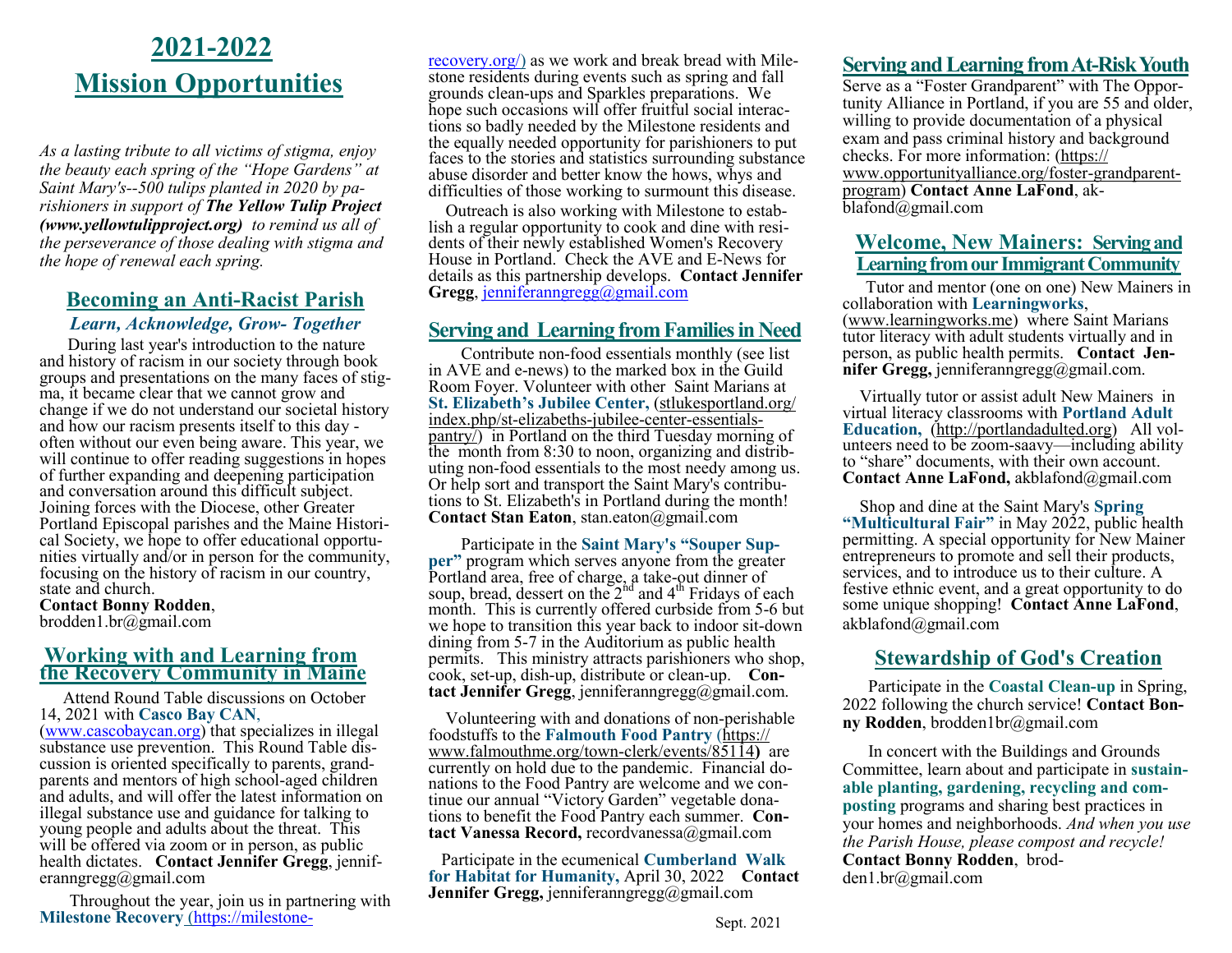# 2021-2022 Mission Opportunities

*As a lasting tribute to all victims of stigma, enjoy the beauty each spring of the "Hope Gardens" at Saint Mary's--500 tulips planted in 2020 by parishioners in support of **The Yellow Tulip Project (www.yellowtulipproject.org)** to remind us all of the perseverance of those dealing with stigma and the hope of renewal each spring.*

## Becoming an Anti-Racist Parish

***Learn, Acknowledge, Grow- Together***

During last year's introduction to the nature and history of racism in our society through book groups and presentations on the many faces of stigma, it became clear that we cannot grow and change if we do not understand our societal history and how our racism presents itself to this day - often without our even being aware. This year, we will continue to offer reading suggestions in hopes of further expanding and deepening participation and conversation around this difficult subject. Joining forces with the Diocese, other Greater Portland Episcopal parishes and the Maine Historical Society, we hope to offer educational opportunities virtually and/or in person for the community, focusing on the history of racism in our country, state and church.

**Contact Bonny Rodden**, brodden1.br@gmail.com

## Working with and Learning from the Recovery Community in Maine

Attend Round Table discussions on October 14, 2021 with **Casco Bay CAN**, (www.cascobaycan.org) that specializes in illegal substance use prevention. This Round Table discussion is oriented specifically to parents, grandparents and mentors of high school-aged children and adults, and will offer the latest information on illegal substance use and guidance for talking to young people and adults about the threat. This will be offered via zoom or in person, as public health dictates. **Contact Jennifer Gregg**, jenniferanngregg@gmail.com

Throughout the year, join us in partnering with **Milestone Recovery** (https://milestone-recovery.org/) as we work and break bread with Milestone residents during events such as spring and fall grounds clean-ups and Sparkles preparations. We hope such occasions will offer fruitful social interactions so badly needed by the Milestone residents and the equally needed opportunity for parishioners to put faces to the stories and statistics surrounding substance abuse disorder and better know the hows, whys and difficulties of those working to surmount this disease.

Outreach is also working with Milestone to establish a regular opportunity to cook and dine with residents of their newly established Women's Recovery House in Portland. Check the AVE and E-News for details as this partnership develops. **Contact Jennifer Gregg**, jenniferanngregg@gmail.com

## Serving and Learning from Families in Need

Contribute non-food essentials monthly (see list in AVE and e-news) to the marked box in the Guild Room Foyer. Volunteer with other Saint Marians at **St. Elizabeth's Jubilee Center,** (stlukesportland.org/index.php/st-elizabeths-jubilee-center-essentials-pantry/) in Portland on the third Tuesday morning of the month from 8:30 to noon, organizing and distributing non-food essentials to the most needy among us. Or help sort and transport the Saint Mary's contributions to St. Elizabeth's in Portland during the month! **Contact Stan Eaton**, stan.eaton@gmail.com

Participate in the **Saint Mary's "Souper Supper"** program which serves anyone from the greater Portland area, free of charge, a take-out dinner of soup, bread, dessert on the 2nd and 4th Fridays of each month. This is currently offered curbside from 5-6 but we hope to transition this year back to indoor sit-down dining from 5-7 in the Auditorium as public health permits. This ministry attracts parishioners who shop, cook, set-up, dish-up, distribute or clean-up. **Contact Jennifer Gregg**, jenniferanngregg@gmail.com.

Volunteering with and donations of non-perishable foodstuffs to the **Falmouth Food Pantry** (https://www.falmouthme.org/town-clerk/events/85114) are currently on hold due to the pandemic. Financial donations to the Food Pantry are welcome and we continue our annual "Victory Garden" vegetable donations to benefit the Food Pantry each summer. **Contact Vanessa Record,** recordvanessa@gmail.com

Participate in the ecumenical **Cumberland Walk for Habitat for Humanity,** April 30, 2022 **Contact Jennifer Gregg,** jenniferanngregg@gmail.com

## Serving and Learning from At-Risk Youth

Serve as a "Foster Grandparent" with The Opportunity Alliance in Portland, if you are 55 and older, willing to provide documentation of a physical exam and pass criminal history and background checks. For more information: (https://www.opportunityalliance.org/foster-grandparent-program) **Contact Anne LaFond**, akblafond@gmail.com

## Welcome, New Mainers: Serving and Learning from our Immigrant Community

Tutor and mentor (one on one) New Mainers in collaboration with **Learningworks**, (www.learningworks.me) where Saint Marians tutor literacy with adult students virtually and in person, as public health permits. **Contact Jennifer Gregg,** jenniferanngregg@gmail.com.

Virtually tutor or assist adult New Mainers in virtual literacy classrooms with **Portland Adult Education,** (http://portlandadulted.org) All volunteers need to be zoom-saavy—including ability to "share" documents, with their own account. **Contact Anne LaFond,** akblafond@gmail.com

Shop and dine at the Saint Mary's **Spring "Multicultural Fair"** in May 2022, public health permitting. A special opportunity for New Mainer entrepreneurs to promote and sell their products, services, and to introduce us to their culture. A festive ethnic event, and a great opportunity to do some unique shopping! **Contact Anne LaFond**, akblafond@gmail.com

## Stewardship of God's Creation

Participate in the **Coastal Clean-up** in Spring, 2022 following the church service! **Contact Bonny Rodden**, brodden1br@gmail.com

In concert with the Buildings and Grounds Committee, learn about and participate in **sustainable planting, gardening, recycling and composting** programs and sharing best practices in your homes and neighborhoods. *And when you use the Parish House, please compost and recycle!* **Contact Bonny Rodden**, brodden1.br@gmail.com

Sept. 2021